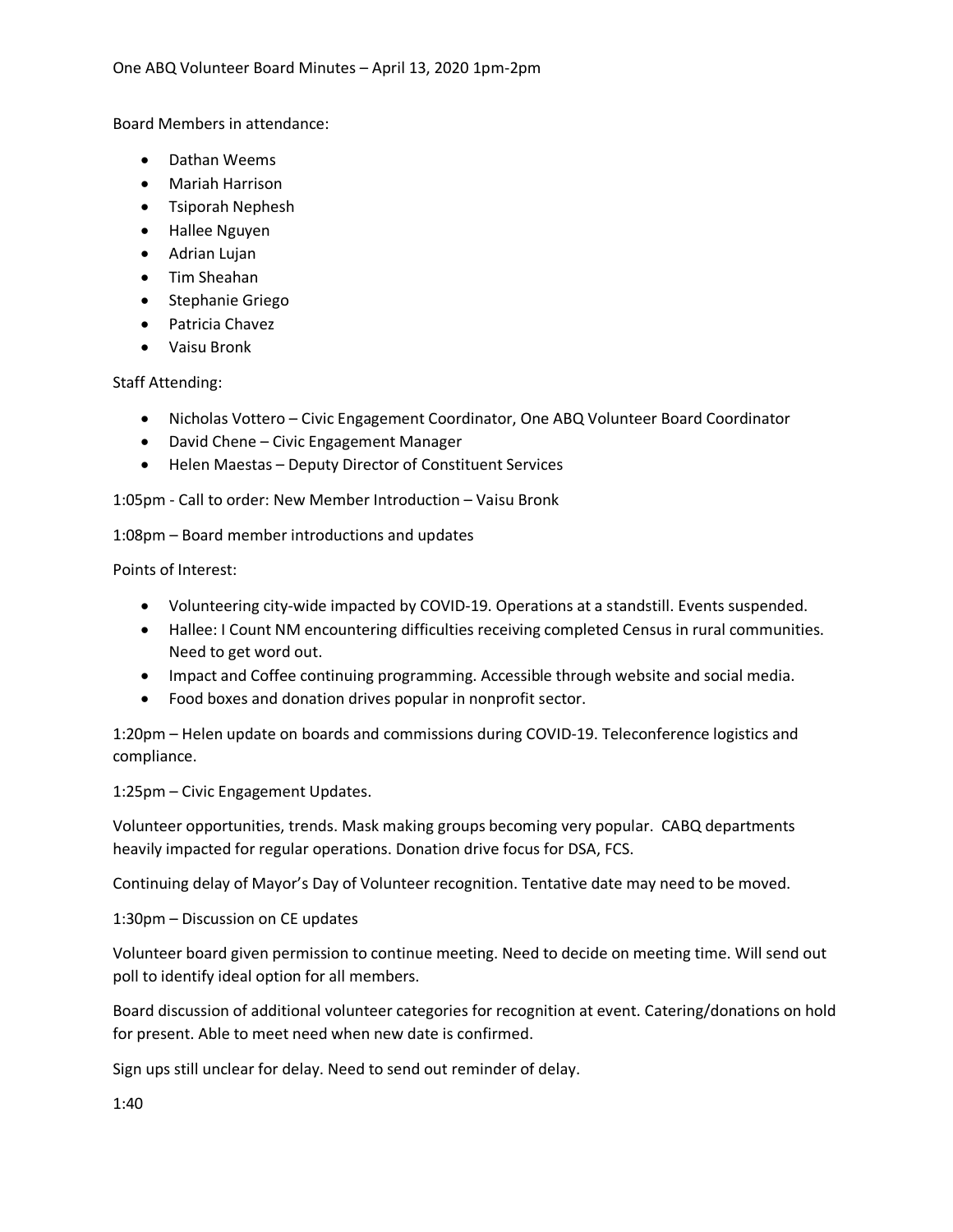One ABQ Volunteer Board Minutes – April 13, 2020 1pm-2pm

Board Members in attendance:

- Dathan Weems
- Mariah Harrison
- Tsiporah Nephesh
- Hallee Nguyen
- Adrian Lujan
- Tim Sheahan
- Stephanie Griego
- Patricia Chavez
- Vaisu Bronk

Staff Attending:

- Nicholas Vottero – Civic Engagement Coordinator, One ABQ Volunteer Board Coordinator
- David Chene – Civic Engagement Manager
- Helen Maestas – Deputy Director of Constituent Services

1:05pm - Call to order: New Member Introduction – Vaisu Bronk

1:08pm – Board member introductions and updates

Points of Interest:

- Volunteering city-wide impacted by COVID-19. Operations at a standstill. Events suspended.
- Hallee: I Count NM encountering difficulties receiving completed Census in rural communities. Need to get word out.
- Impact and Coffee continuing programming. Accessible through website and social media.
- Food boxes and donation drives popular in nonprofit sector.

1:20pm – Helen update on boards and commissions during COVID-19. Teleconference logistics and compliance.

1:25pm – Civic Engagement Updates.

Volunteer opportunities, trends. Mask making groups becoming very popular. CABQ departments heavily impacted for regular operations. Donation drive focus for DSA, FCS.

Continuing delay of Mayor's Day of Volunteer recognition. Tentative date may need to be moved.

1:30pm – Discussion on CE updates

Volunteer board given permission to continue meeting. Need to decide on meeting time. Will send out poll to identify ideal option for all members.

Board discussion of additional volunteer categories for recognition at event. Catering/donations on hold for present. Able to meet need when new date is confirmed.

Sign ups still unclear for delay. Need to send out reminder of delay.

1:40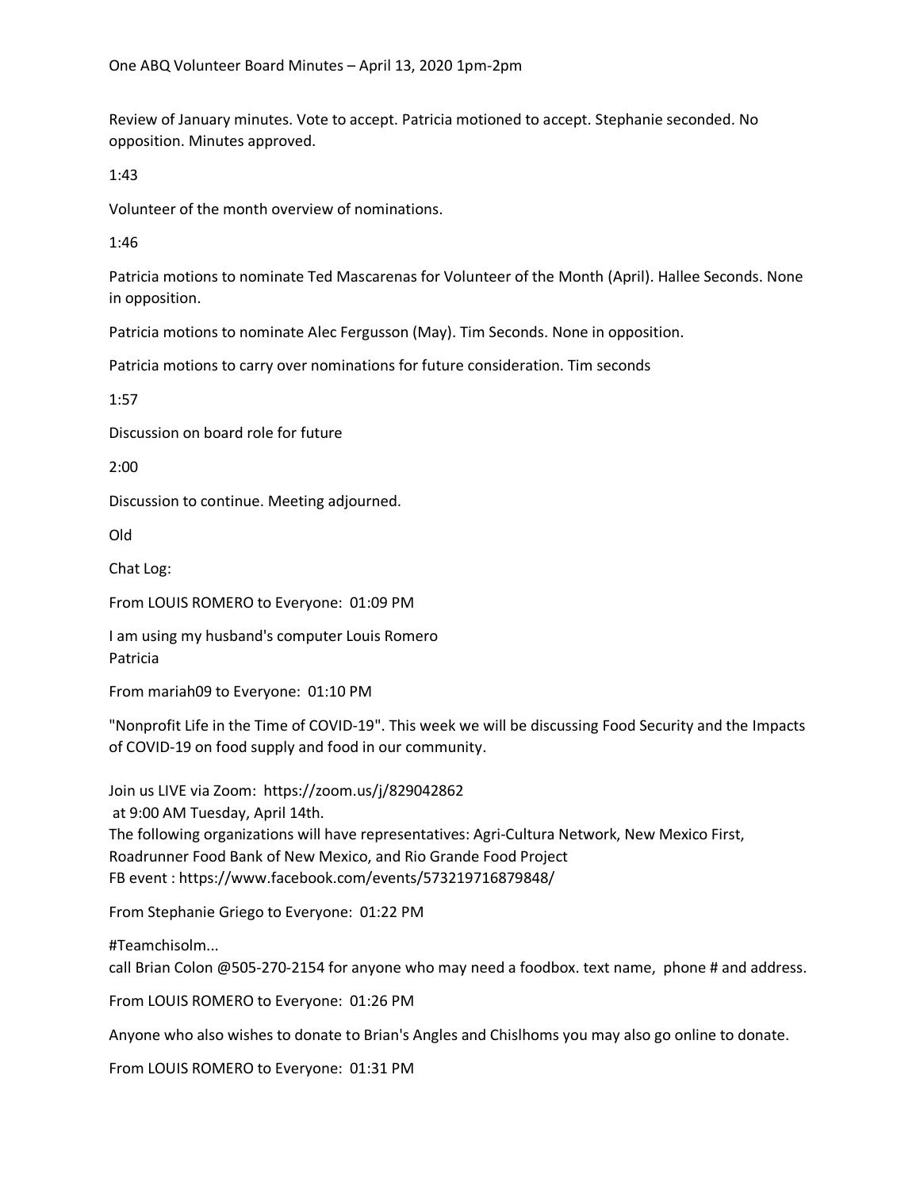One ABQ Volunteer Board Minutes – April 13, 2020 1pm-2pm

Review of January minutes. Vote to accept. Patricia motioned to accept. Stephanie seconded. No opposition. Minutes approved.

1:43

Volunteer of the month overview of nominations.

1:46

Patricia motions to nominate Ted Mascarenas for Volunteer of the Month (April). Hallee Seconds. None in opposition.

Patricia motions to nominate Alec Fergusson (May). Tim Seconds. None in opposition.

Patricia motions to carry over nominations for future consideration. Tim seconds

1:57

Discussion on board role for future

2:00

Discussion to continue. Meeting adjourned.

Old

Chat Log:

From LOUIS ROMERO to Everyone: 01:09 PM

I am using my husband's computer Louis Romero
Patricia

From mariah09 to Everyone: 01:10 PM

"Nonprofit Life in the Time of COVID-19". This week we will be discussing Food Security and the Impacts of COVID-19 on food supply and food in our community.

Join us LIVE via Zoom: https://zoom.us/j/829042862
at 9:00 AM Tuesday, April 14th.
The following organizations will have representatives: Agri-Cultura Network, New Mexico First, Roadrunner Food Bank of New Mexico, and Rio Grande Food Project
FB event : https://www.facebook.com/events/573219716879848/

From Stephanie Griego to Everyone: 01:22 PM

#Teamchisolm...
call Brian Colon @505-270-2154 for anyone who may need a foodbox. text name, phone # and address.

From LOUIS ROMERO to Everyone: 01:26 PM

Anyone who also wishes to donate to Brian's Angles and Chislhoms you may also go online to donate.

From LOUIS ROMERO to Everyone: 01:31 PM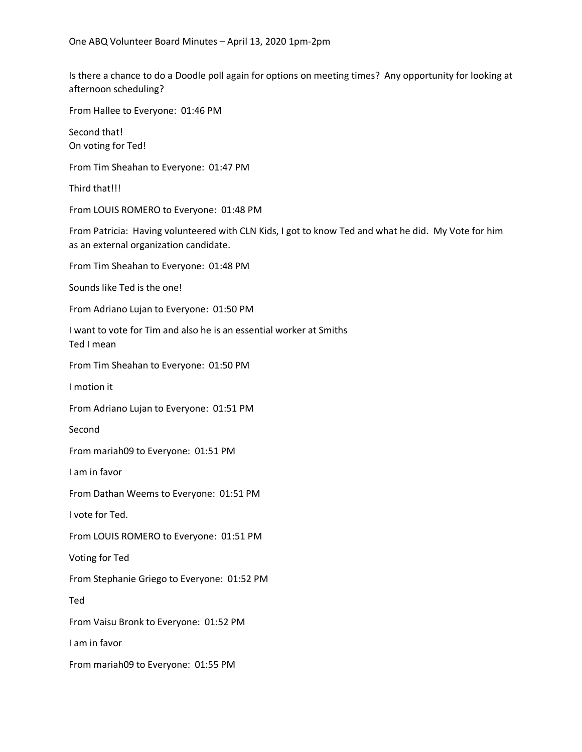One ABQ Volunteer Board Minutes – April 13, 2020 1pm-2pm

Is there a chance to do a Doodle poll again for options on meeting times? Any opportunity for looking at afternoon scheduling?

From Hallee to Everyone: 01:46 PM

Second that!
On voting for Ted!

From Tim Sheahan to Everyone: 01:47 PM

Third that!!!

From LOUIS ROMERO to Everyone: 01:48 PM

From Patricia: Having volunteered with CLN Kids, I got to know Ted and what he did. My Vote for him as an external organization candidate.

From Tim Sheahan to Everyone: 01:48 PM

Sounds like Ted is the one!

From Adriano Lujan to Everyone: 01:50 PM

I want to vote for Tim and also he is an essential worker at Smiths
Ted I mean

From Tim Sheahan to Everyone: 01:50 PM

I motion it

From Adriano Lujan to Everyone: 01:51 PM

Second

From mariah09 to Everyone: 01:51 PM

I am in favor

From Dathan Weems to Everyone: 01:51 PM

I vote for Ted.

From LOUIS ROMERO to Everyone: 01:51 PM

Voting for Ted

From Stephanie Griego to Everyone: 01:52 PM

Ted

From Vaisu Bronk to Everyone: 01:52 PM

I am in favor

From mariah09 to Everyone: 01:55 PM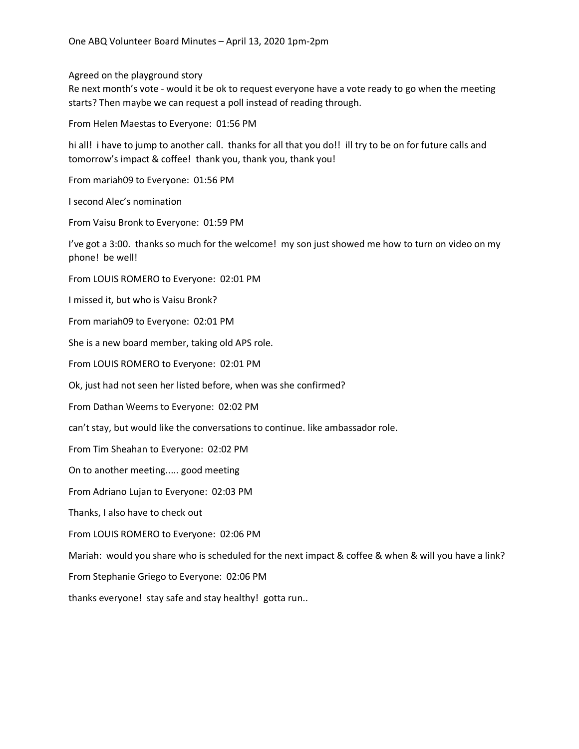One ABQ Volunteer Board Minutes – April 13, 2020 1pm-2pm

Agreed on the playground story
Re next month's vote - would it be ok to request everyone have a vote ready to go when the meeting starts? Then maybe we can request a poll instead of reading through.

From Helen Maestas to Everyone: 01:56 PM

hi all! i have to jump to another call. thanks for all that you do!! ill try to be on for future calls and tomorrow's impact & coffee! thank you, thank you, thank you!

From mariah09 to Everyone: 01:56 PM

I second Alec's nomination

From Vaisu Bronk to Everyone: 01:59 PM

I've got a 3:00. thanks so much for the welcome! my son just showed me how to turn on video on my phone! be well!

From LOUIS ROMERO to Everyone: 02:01 PM

I missed it, but who is Vaisu Bronk?

From mariah09 to Everyone: 02:01 PM

She is a new board member, taking old APS role.

From LOUIS ROMERO to Everyone: 02:01 PM

Ok, just had not seen her listed before, when was she confirmed?

From Dathan Weems to Everyone: 02:02 PM

can't stay, but would like the conversations to continue. like ambassador role.

From Tim Sheahan to Everyone: 02:02 PM

On to another meeting..... good meeting

From Adriano Lujan to Everyone: 02:03 PM

Thanks, I also have to check out

From LOUIS ROMERO to Everyone: 02:06 PM

Mariah: would you share who is scheduled for the next impact & coffee & when & will you have a link?

From Stephanie Griego to Everyone: 02:06 PM

thanks everyone! stay safe and stay healthy! gotta run..